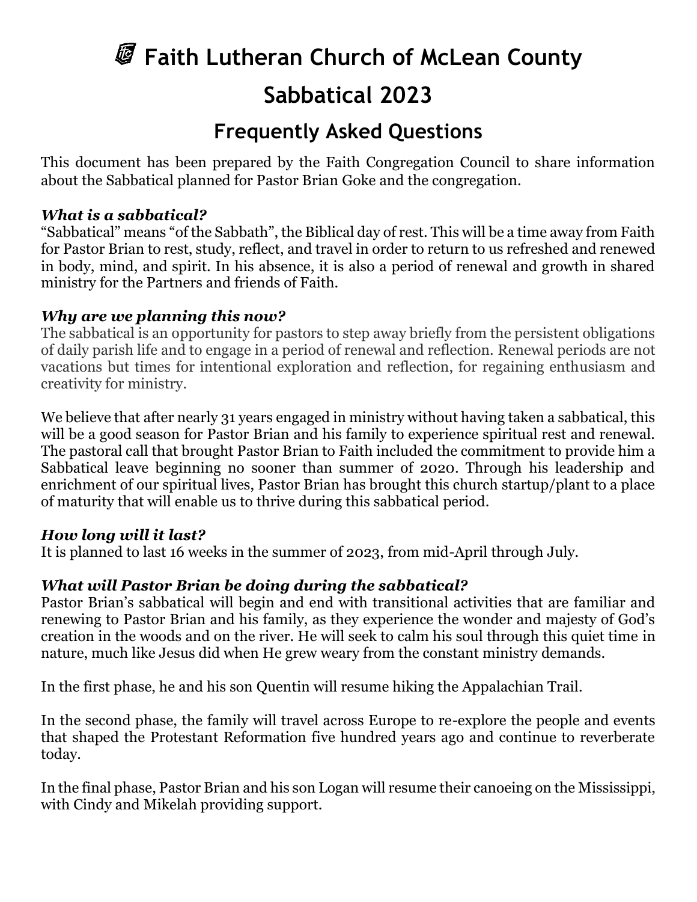# Faith Lutheran Church of McLean County

# Sabbatical 2023

## Frequently Asked Questions

This document has been prepared by the Faith Congregation Council to share information about the Sabbatical planned for Pastor Brian Goke and the congregation.

### *What is a sabbatical?*

"Sabbatical" means "of the Sabbath", the Biblical day of rest. This will be a time away from Faith for Pastor Brian to rest, study, reflect, and travel in order to return to us refreshed and renewed in body, mind, and spirit. In his absence, it is also a period of renewal and growth in shared ministry for the Partners and friends of Faith.

### *Why are we planning this now?*

The sabbatical is an opportunity for pastors to step away briefly from the persistent obligations of daily parish life and to engage in a period of renewal and reflection. Renewal periods are not vacations but times for intentional exploration and reflection, for regaining enthusiasm and creativity for ministry.

We believe that after nearly 31 years engaged in ministry without having taken a sabbatical, this will be a good season for Pastor Brian and his family to experience spiritual rest and renewal. The pastoral call that brought Pastor Brian to Faith included the commitment to provide him a Sabbatical leave beginning no sooner than summer of 2020. Through his leadership and enrichment of our spiritual lives, Pastor Brian has brought this church startup/plant to a place of maturity that will enable us to thrive during this sabbatical period.

### *How long will it last?*

It is planned to last 16 weeks in the summer of 2023, from mid-April through July.

### *What will Pastor Brian be doing during the sabbatical?*

Pastor Brian's sabbatical will begin and end with transitional activities that are familiar and renewing to Pastor Brian and his family, as they experience the wonder and majesty of God's creation in the woods and on the river. He will seek to calm his soul through this quiet time in nature, much like Jesus did when He grew weary from the constant ministry demands.

In the first phase, he and his son Quentin will resume hiking the Appalachian Trail.

In the second phase, the family will travel across Europe to re-explore the people and events that shaped the Protestant Reformation five hundred years ago and continue to reverberate today.

In the final phase, Pastor Brian and his son Logan will resume their canoeing on the Mississippi, with Cindy and Mikelah providing support.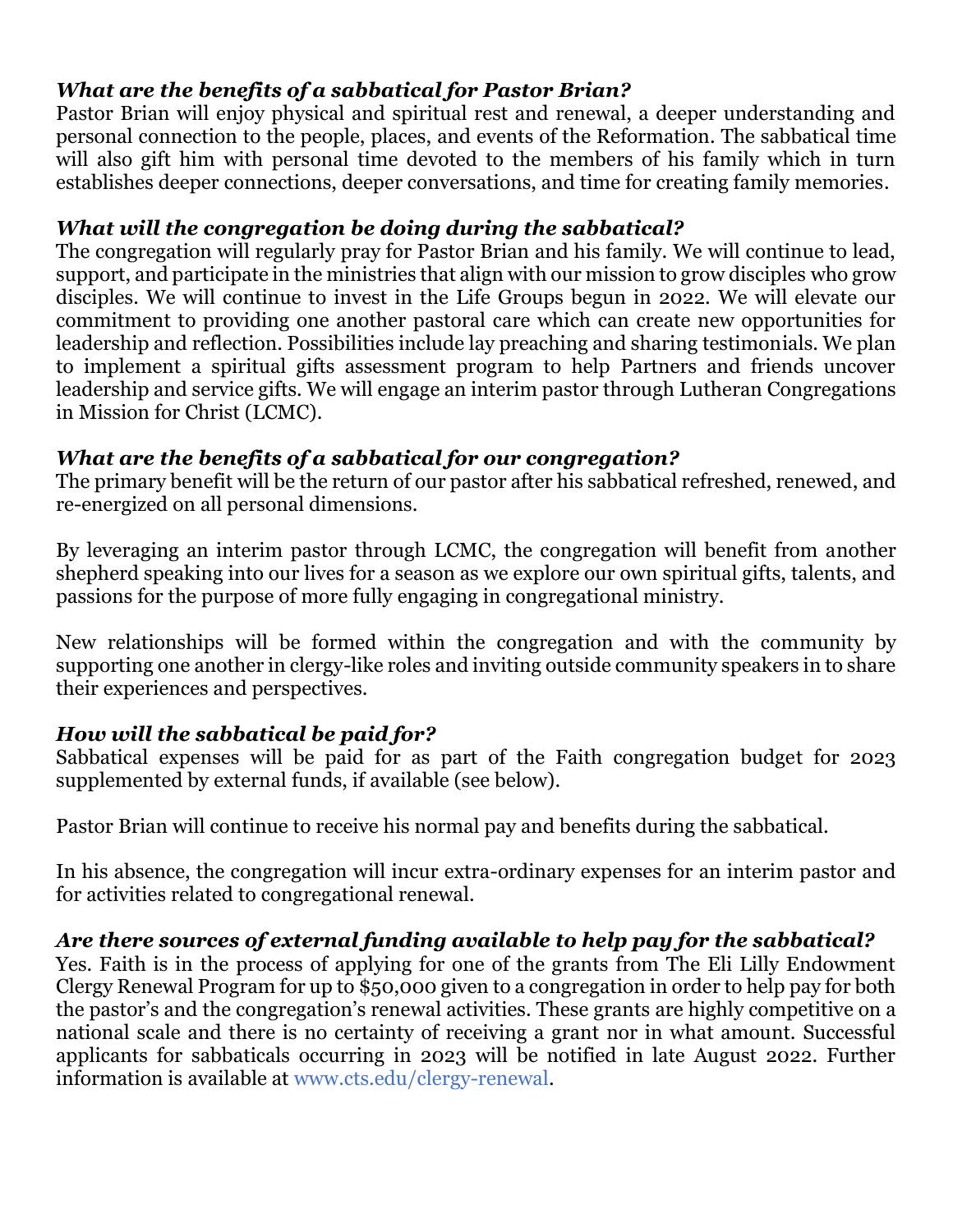***What are the benefits of a sabbatical for Pastor Brian?***

Pastor Brian will enjoy physical and spiritual rest and renewal, a deeper understanding and personal connection to the people, places, and events of the Reformation. The sabbatical time will also gift him with personal time devoted to the members of his family which in turn establishes deeper connections, deeper conversations, and time for creating family memories.

***What will the congregation be doing during the sabbatical?***

The congregation will regularly pray for Pastor Brian and his family. We will continue to lead, support, and participate in the ministries that align with our mission to grow disciples who grow disciples. We will continue to invest in the Life Groups begun in 2022. We will elevate our commitment to providing one another pastoral care which can create new opportunities for leadership and reflection. Possibilities include lay preaching and sharing testimonials. We plan to implement a spiritual gifts assessment program to help Partners and friends uncover leadership and service gifts. We will engage an interim pastor through Lutheran Congregations in Mission for Christ (LCMC).

***What are the benefits of a sabbatical for our congregation?***

The primary benefit will be the return of our pastor after his sabbatical refreshed, renewed, and re-energized on all personal dimensions.

By leveraging an interim pastor through LCMC, the congregation will benefit from another shepherd speaking into our lives for a season as we explore our own spiritual gifts, talents, and passions for the purpose of more fully engaging in congregational ministry.

New relationships will be formed within the congregation and with the community by supporting one another in clergy-like roles and inviting outside community speakers in to share their experiences and perspectives.

***How will the sabbatical be paid for?***

Sabbatical expenses will be paid for as part of the Faith congregation budget for 2023 supplemented by external funds, if available (see below).

Pastor Brian will continue to receive his normal pay and benefits during the sabbatical.

In his absence, the congregation will incur extra-ordinary expenses for an interim pastor and for activities related to congregational renewal.

***Are there sources of external funding available to help pay for the sabbatical?***

Yes. Faith is in the process of applying for one of the grants from The Eli Lilly Endowment Clergy Renewal Program for up to $50,000 given to a congregation in order to help pay for both the pastor's and the congregation's renewal activities. These grants are highly competitive on a national scale and there is no certainty of receiving a grant nor in what amount. Successful applicants for sabbaticals occurring in 2023 will be notified in late August 2022. Further information is available at www.cts.edu/clergy-renewal.